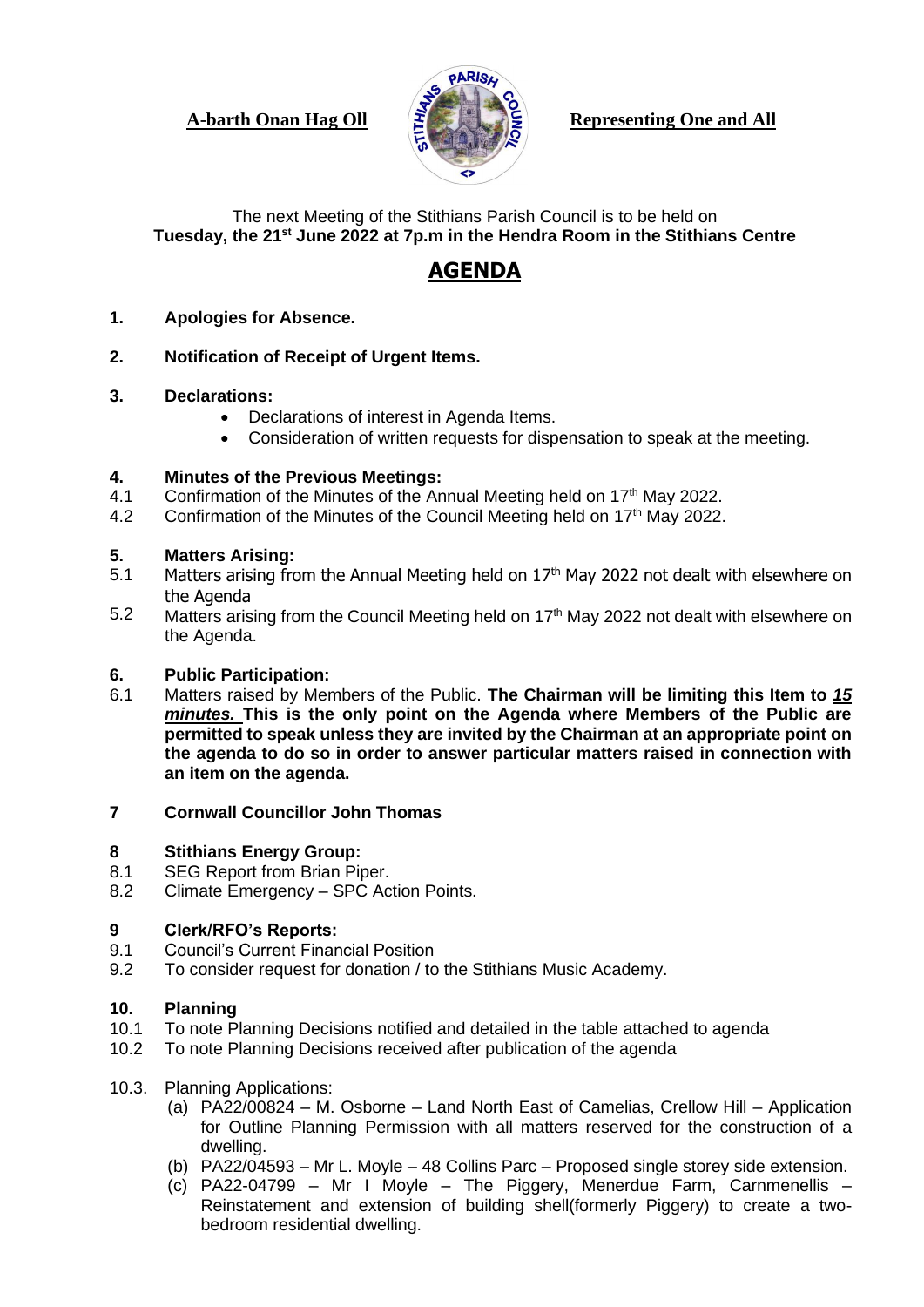**A-barth Onan Hag Oll** **Representing One and All**

The next Meeting of the Stithians Parish Council is to be held on
**Tuesday, the 21st June 2022 at 7p.m in the Hendra Room in the Stithians Centre**

# AGENDA

**1. Apologies for Absence.**

**2. Notification of Receipt of Urgent Items.**

**3. Declarations:**

- Declarations of interest in Agenda Items.
- Consideration of written requests for dispensation to speak at the meeting.

**4. Minutes of the Previous Meetings:**

4.1 Confirmation of the Minutes of the Annual Meeting held on 17th May 2022.

4.2 Confirmation of the Minutes of the Council Meeting held on 17th May 2022.

**5. Matters Arising:**

5.1 Matters arising from the Annual Meeting held on 17th May 2022 not dealt with elsewhere on the Agenda

5.2 Matters arising from the Council Meeting held on 17th May 2022 not dealt with elsewhere on the Agenda.

**6. Public Participation:**

6.1 Matters raised by Members of the Public. **The Chairman will be limiting this Item to _15 minutes._ This is the only point on the Agenda where Members of the Public are permitted to speak unless they are invited by the Chairman at an appropriate point on the agenda to do so in order to answer particular matters raised in connection with an item on the agenda.**

**7 Cornwall Councillor John Thomas**

**8 Stithians Energy Group:**

8.1 SEG Report from Brian Piper.

8.2 Climate Emergency – SPC Action Points.

**9 Clerk/RFO's Reports:**

9.1 Council's Current Financial Position

9.2 To consider request for donation / to the Stithians Music Academy.

**10. Planning**

10.1 To note Planning Decisions notified and detailed in the table attached to agenda

10.2 To note Planning Decisions received after publication of the agenda

10.3. Planning Applications:

(a) PA22/00824 – M. Osborne – Land North East of Camelias, Crellow Hill – Application for Outline Planning Permission with all matters reserved for the construction of a dwelling.

(b) PA22/04593 – Mr L. Moyle – 48 Collins Parc – Proposed single storey side extension.

(c) PA22-04799 – Mr I Moyle – The Piggery, Menerdue Farm, Carnmenellis – Reinstatement and extension of building shell(formerly Piggery) to create a two-bedroom residential dwelling.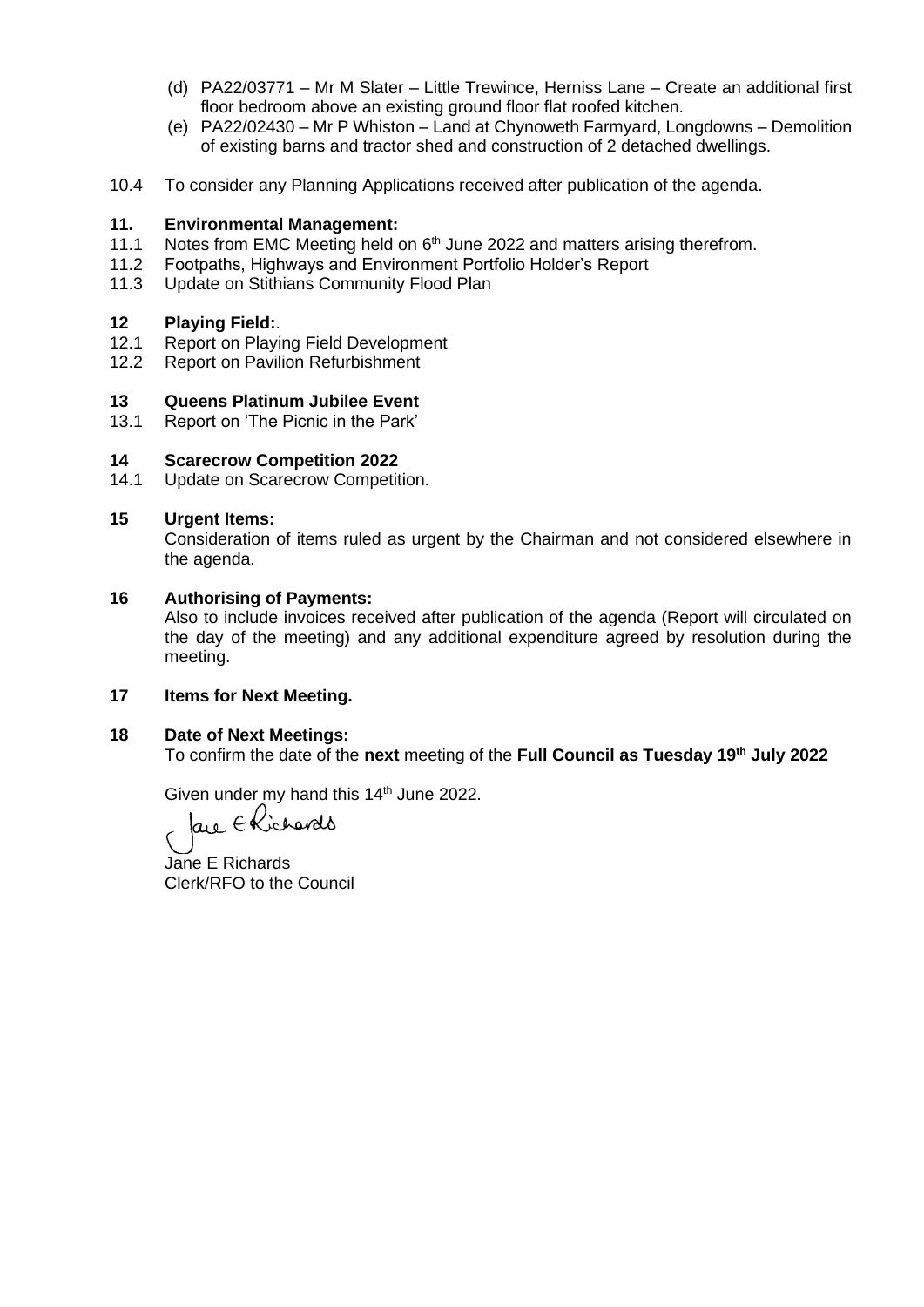- (d) PA22/03771 – Mr M Slater – Little Trewince, Herniss Lane – Create an additional first floor bedroom above an existing ground floor flat roofed kitchen.
- (e) PA22/02430 – Mr P Whiston – Land at Chynoweth Farmyard, Longdowns – Demolition of existing barns and tractor shed and construction of 2 detached dwellings.

10.4 To consider any Planning Applications received after publication of the agenda.

**11. Environmental Management:**

11.1 Notes from EMC Meeting held on 6th June 2022 and matters arising therefrom.

11.2 Footpaths, Highways and Environment Portfolio Holder's Report

11.3 Update on Stithians Community Flood Plan

**12 Playing Field:**.

12.1 Report on Playing Field Development

12.2 Report on Pavilion Refurbishment

**13 Queens Platinum Jubilee Event**

13.1 Report on 'The Picnic in the Park'

**14 Scarecrow Competition 2022**

14.1 Update on Scarecrow Competition.

**15 Urgent Items:**

Consideration of items ruled as urgent by the Chairman and not considered elsewhere in the agenda.

**16 Authorising of Payments:**

Also to include invoices received after publication of the agenda (Report will circulated on the day of the meeting) and any additional expenditure agreed by resolution during the meeting.

**17 Items for Next Meeting.**

**18 Date of Next Meetings:**

To confirm the date of the **next** meeting of the **Full Council as Tuesday 19th July 2022**

Given under my hand this 14th June 2022.

Jane E Richards

Jane E Richards
Clerk/RFO to the Council